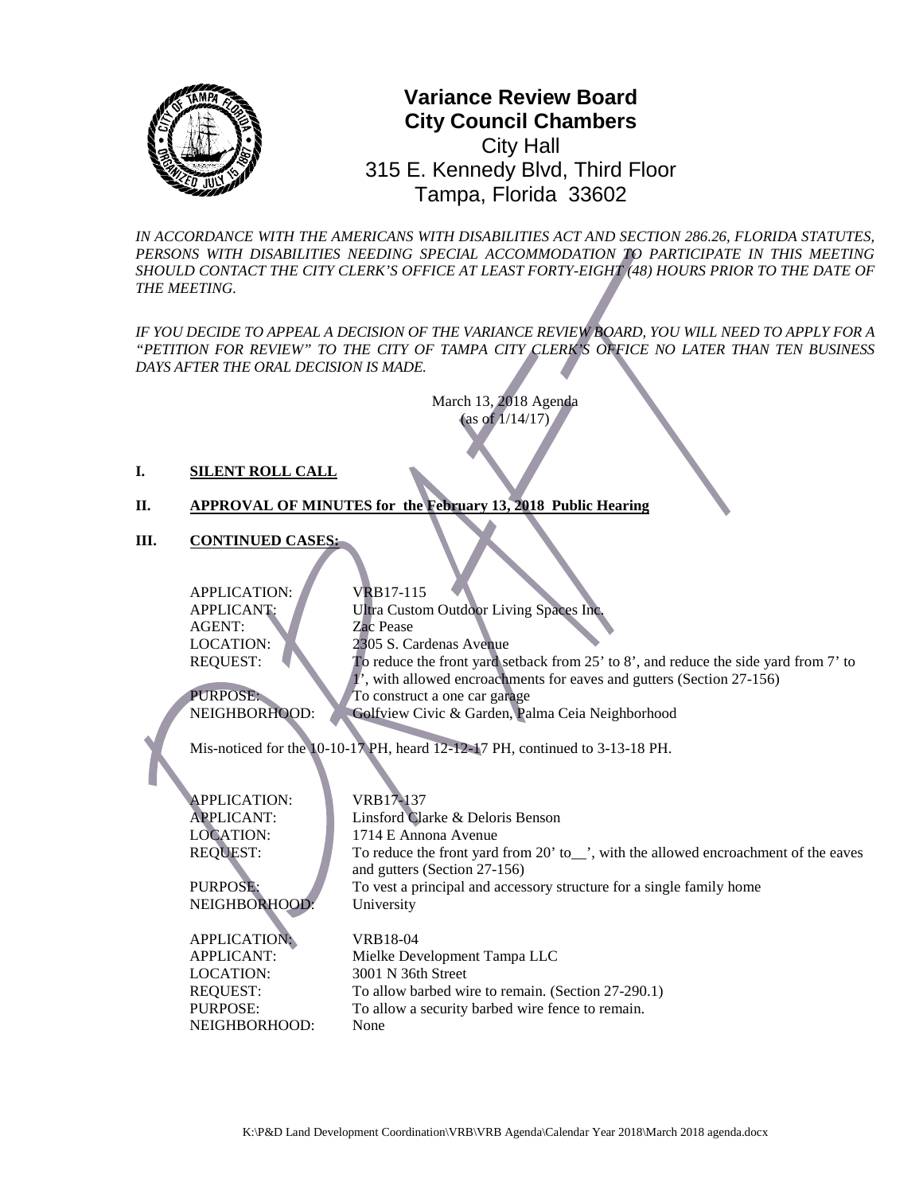# Variance Review Board
## City Council Chambers

City Hall
315 E. Kennedy Blvd, Third Floor
Tampa, Florida 33602

*IN ACCORDANCE WITH THE AMERICANS WITH DISABILITIES ACT AND SECTION 286.26, FLORIDA STATUTES, PERSONS WITH DISABILITIES NEEDING SPECIAL ACCOMMODATION TO PARTICIPATE IN THIS MEETING SHOULD CONTACT THE CITY CLERK'S OFFICE AT LEAST FORTY-EIGHT (48) HOURS PRIOR TO THE DATE OF THE MEETING.*

*IF YOU DECIDE TO APPEAL A DECISION OF THE VARIANCE REVIEW BOARD, YOU WILL NEED TO APPLY FOR A "PETITION FOR REVIEW" TO THE CITY OF TAMPA CITY CLERK'S OFFICE NO LATER THAN TEN BUSINESS DAYS AFTER THE ORAL DECISION IS MADE.*

March 13, 2018 Agenda
(as of 1/14/17)

**I. SILENT ROLL CALL**

**II. APPROVAL OF MINUTES for the February 13, 2018 Public Hearing**

**III. CONTINUED CASES:**

APPLICATION: VRB17-115
APPLICANT: Ultra Custom Outdoor Living Spaces Inc.
AGENT: Zac Pease
LOCATION: 2305 S. Cardenas Avenue
REQUEST: To reduce the front yard setback from 25' to 8', and reduce the side yard from 7' to 1', with allowed encroachments for eaves and gutters (Section 27-156)
PURPOSE: To construct a one car garage
NEIGHBORHOOD: Golfview Civic & Garden, Palma Ceia Neighborhood

Mis-noticed for the 10-10-17 PH, heard 12-12-17 PH, continued to 3-13-18 PH.

APPLICATION: VRB17-137
APPLICANT: Linsford Clarke & Deloris Benson
LOCATION: 1714 E Annona Avenue
REQUEST: To reduce the front yard from 20' to__', with the allowed encroachment of the eaves and gutters (Section 27-156)
PURPOSE: To vest a principal and accessory structure for a single family home
NEIGHBORHOOD: University

APPLICATION: VRB18-04
APPLICANT: Mielke Development Tampa LLC
LOCATION: 3001 N 36th Street
REQUEST: To allow barbed wire to remain. (Section 27-290.1)
PURPOSE: To allow a security barbed wire fence to remain.
NEIGHBORHOOD: None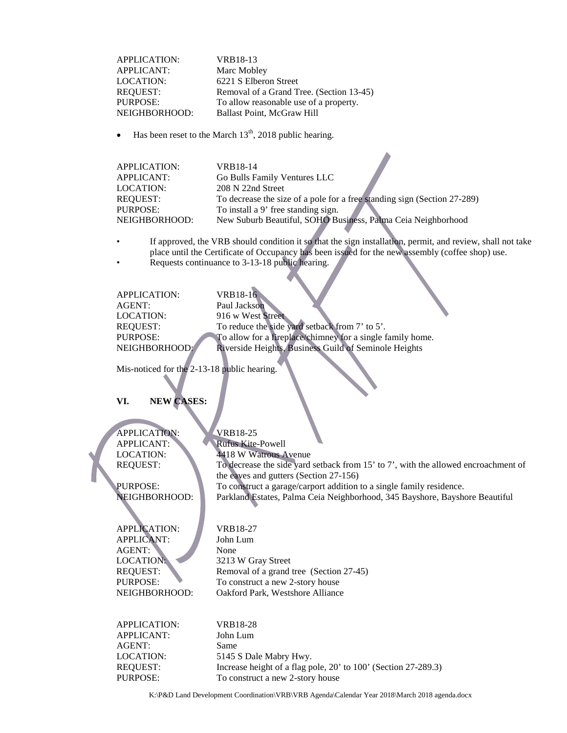| | |
|---|---|
| APPLICATION: | VRB18-13 |
| APPLICANT: | Marc Mobley |
| LOCATION: | 6221 S Elberon Street |
| REQUEST: | Removal of a Grand Tree. (Section 13-45) |
| PURPOSE: | To allow reasonable use of a property. |
| NEIGHBORHOOD: | Ballast Point, McGraw Hill |

- Has been reset to the March 13th, 2018 public hearing.

| | |
|---|---|
| APPLICATION: | VRB18-14 |
| APPLICANT: | Go Bulls Family Ventures LLC |
| LOCATION: | 208 N 22nd Street |
| REQUEST: | To decrease the size of a pole for a free standing sign (Section 27-289) |
| PURPOSE: | To install a 9' free standing sign. |
| NEIGHBORHOOD: | New Suburb Beautiful, SOHO Business, Palma Ceia Neighborhood |

- If approved, the VRB should condition it so that the sign installation, permit, and review, shall not take place until the Certificate of Occupancy has been issued for the new assembly (coffee shop) use.
- Requests continuance to 3-13-18 public hearing.

| | |
|---|---|
| APPLICATION: | VRB18-16 |
| AGENT: | Paul Jackson |
| LOCATION: | 916 w West Street |
| REQUEST: | To reduce the side yard setback from 7' to 5'. |
| PURPOSE: | To allow for a fireplace/chimney for a single family home. |
| NEIGHBORHOOD: | Riverside Heights, Business Guild of Seminole Heights |

Mis-noticed for the 2-13-18 public hearing.

## VI. NEW CASES:

| | |
|---|---|
| APPLICATION: | VRB18-25 |
| APPLICANT: | Rufus Kite-Powell |
| LOCATION: | 4418 W Watrous Avenue |
| REQUEST: | To decrease the side yard setback from 15' to 7', with the allowed encroachment of the eaves and gutters (Section 27-156) |
| PURPOSE: | To construct a garage/carport addition to a single family residence. |
| NEIGHBORHOOD: | Parkland Estates, Palma Ceia Neighborhood, 345 Bayshore, Bayshore Beautiful |

| | |
|---|---|
| APPLICATION: | VRB18-27 |
| APPLICANT: | John Lum |
| AGENT: | None |
| LOCATION: | 3213 W Gray Street |
| REQUEST: | Removal of a grand tree (Section 27-45) |
| PURPOSE: | To construct a new 2-story house |
| NEIGHBORHOOD: | Oakford Park, Westshore Alliance |

| | |
|---|---|
| APPLICATION: | VRB18-28 |
| APPLICANT: | John Lum |
| AGENT: | Same |
| LOCATION: | 5145 S Dale Mabry Hwy. |
| REQUEST: | Increase height of a flag pole, 20' to 100' (Section 27-289.3) |
| PURPOSE: | To construct a new 2-story house |

K:\P&D Land Development Coordination\VRB\VRB Agenda\Calendar Year 2018\March 2018 agenda.docx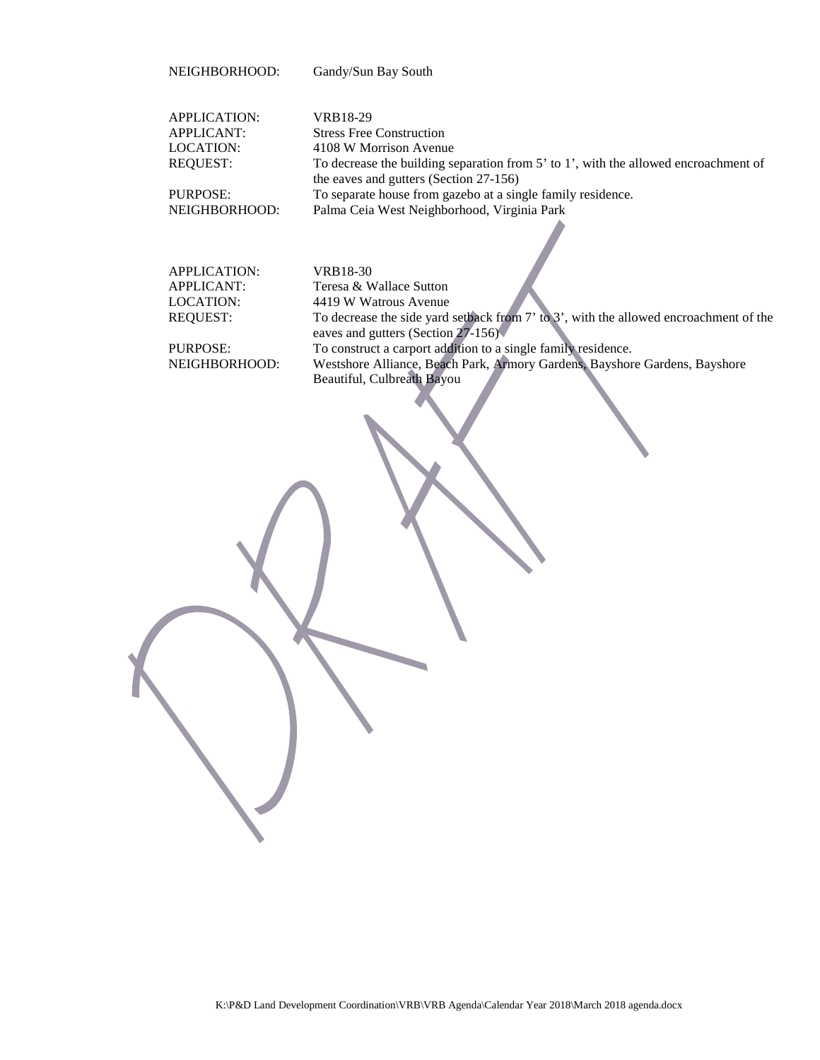NEIGHBORHOOD: Gandy/Sun Bay South

APPLICATION: VRB18-29
APPLICANT: Stress Free Construction
LOCATION: 4108 W Morrison Avenue
REQUEST: To decrease the building separation from 5' to 1', with the allowed encroachment of the eaves and gutters (Section 27-156)
PURPOSE: To separate house from gazebo at a single family residence.
NEIGHBORHOOD: Palma Ceia West Neighborhood, Virginia Park

APPLICATION: VRB18-30
APPLICANT: Teresa & Wallace Sutton
LOCATION: 4419 W Watrous Avenue
REQUEST: To decrease the side yard setback from 7' to 3', with the allowed encroachment of the eaves and gutters (Section 27-156)
PURPOSE: To construct a carport addition to a single family residence.
NEIGHBORHOOD: Westshore Alliance, Beach Park, Armory Gardens, Bayshore Gardens, Bayshore Beautiful, Culbreath Bayou

K:\P&D Land Development Coordination\VRB\VRB Agenda\Calendar Year 2018\March 2018 agenda.docx